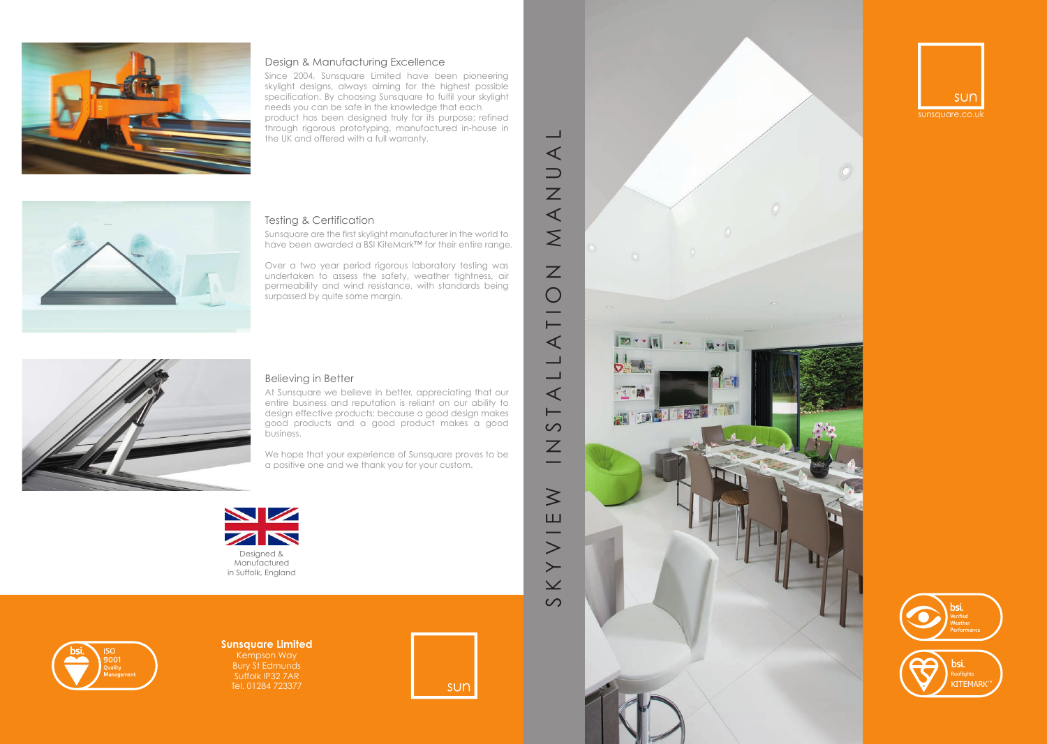## Design & Manufacturing Excellence

Since 2004, Sunsquare Limited have been pioneering skylight designs, always aiming for the highest possible specification. By choosing Sunsquare to fulfil your skylight needs you can be safe in the knowledge that each product has been designed truly for its purpose; refined through rigorous prototyping, manufactured in-house in the UK and offered with a full warranty.

## Testing & Certification

Sunsquare are the first skylight manufacturer in the world to have been awarded a BSI KiteMark™ for their entire range.

Over a two year period rigorous laboratory testing was undertaken to assess the safety, weather tightness, air permeability and wind resistance, with standards being surpassed by quite some margin.

## Believing in Better

At Sunsquare we believe in better, appreciating that our entire business and reputation is reliant on our ability to design effective products; because a good design makes good products and a good product makes a good business.

We hope that your experience of Sunsquare proves to be a positive one and we thank you for your custom.

Designed & Manufactured in Suffolk, England

bsi. ISO 9001 Quality Management

**Sunsquare Limited**
Kempson Way
Bury St Edmunds
Suffolk IP32 7AR
Tel. 01284 723377

sun

# SKYVIEW INSTALLATION MANUAL

sun
sunsquare.co.uk

bsi. Verified Weather Performance

bsi. Rooflights KITEMARK™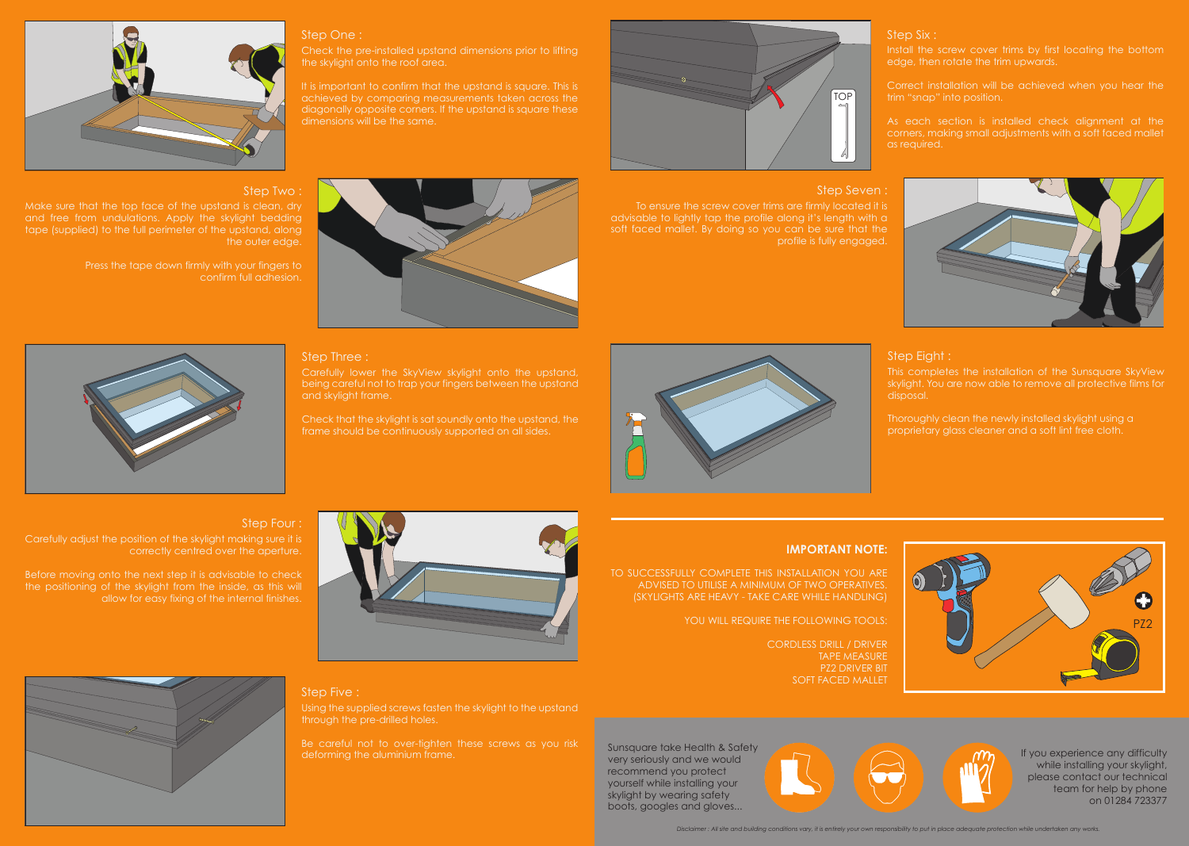## Step One :

Check the pre-installed upstand dimensions prior to lifting the skylight onto the roof area.

It is important to confirm that the upstand is square. This is achieved by comparing measurements taken across the diagonally opposite corners. If the upstand is square these dimensions will be the same.

## Step Two :

Make sure that the top face of the upstand is clean, dry and free from undulations. Apply the skylight bedding tape (supplied) to the full perimeter of the upstand, along the outer edge.

Press the tape down firmly with your fingers to confirm full adhesion.

## Step Three :

Carefully lower the SkyView skylight onto the upstand, being careful not to trap your fingers between the upstand and skylight frame.

Check that the skylight is sat soundly onto the upstand, the frame should be continuously supported on all sides.

## Step Four :

Carefully adjust the position of the skylight making sure it is correctly centred over the aperture.

Before moving onto the next step it is advisable to check the positioning of the skylight from the inside, as this will allow for easy fixing of the internal finishes.

## Step Five :

Using the supplied screws fasten the skylight to the upstand through the pre-drilled holes.

Be careful not to over-tighten these screws as you risk deforming the aluminium frame.

## Step Six :

Install the screw cover trims by first locating the bottom edge, then rotate the trim upwards.

Correct installation will be achieved when you hear the trim "snap" into position.

As each section is installed check alignment at the corners, making small adjustments with a soft faced mallet as required.

TOP

## Step Seven :

To ensure the screw cover trims are firmly located it is advisable to lightly tap the profile along it's length with a soft faced mallet. By doing so you can be sure that the profile is fully engaged.

## Step Eight :

This completes the installation of the Sunsquare SkyView skylight. You are now able to remove all protective films for disposal.

Thoroughly clean the newly installed skylight using a proprietary glass cleaner and a soft lint free cloth.

**IMPORTANT NOTE:**

TO SUCCESSFULLY COMPLETE THIS INSTALLATION YOU ARE ADVISED TO UTILISE A MINIMUM OF TWO OPERATIVES. (SKYLIGHTS ARE HEAVY - TAKE CARE WHILE HANDLING)

YOU WILL REQUIRE THE FOLLOWING TOOLS:

CORDLESS DRILL / DRIVER
TAPE MEASURE
PZ2 DRIVER BIT
SOFT FACED MALLET

PZ2

Sunsquare take Health & Safety very seriously and we would recommend you protect yourself while installing your skylight by wearing safety boots, googles and gloves...

If you experience any difficulty while installing your skylight, please contact our technical team for help by phone on 01284 723377

*Disclaimer : All site and building conditions vary, it is entirely your own responsibility to put in place adequate protection while undertaken any works.*